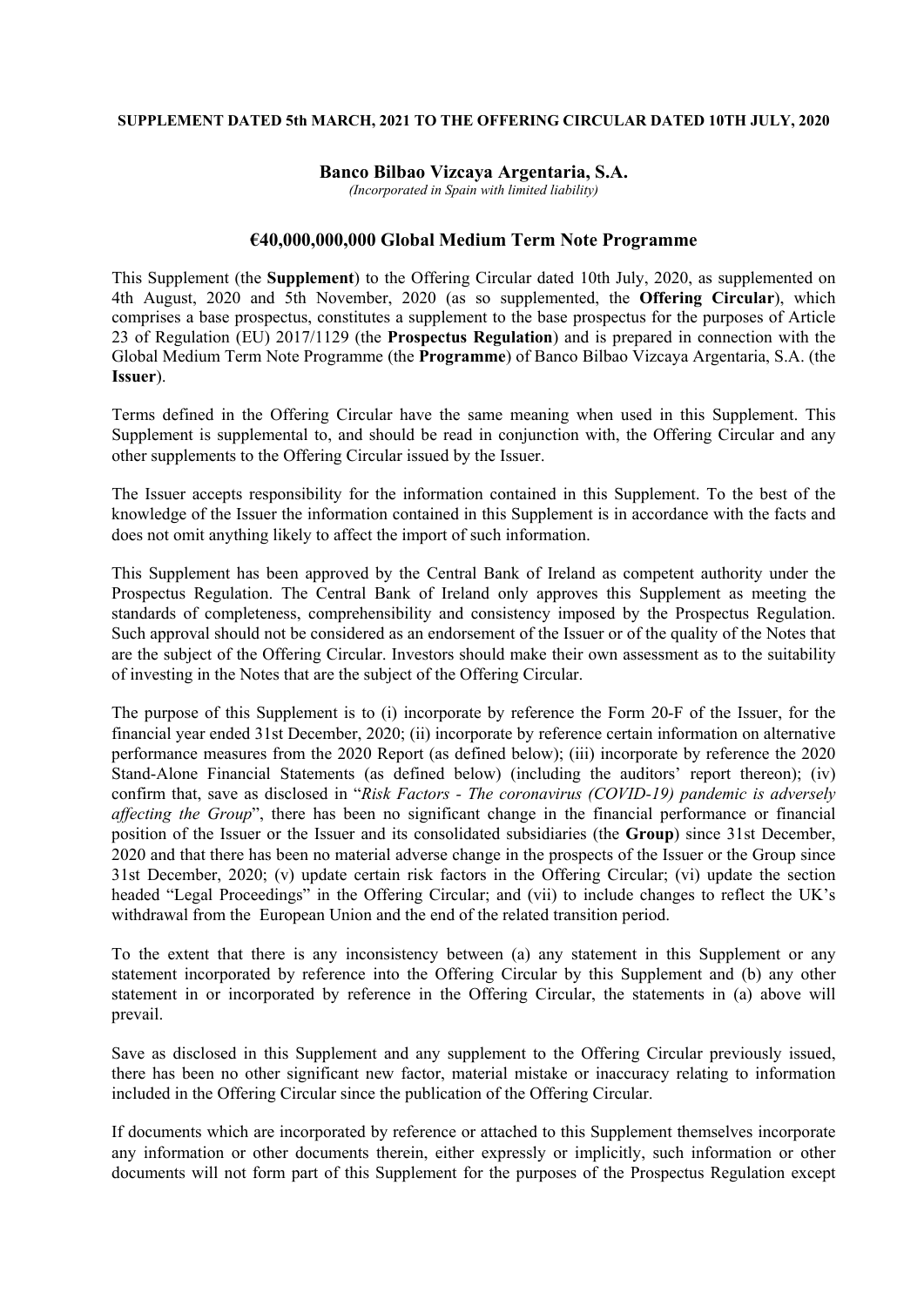**SUPPLEMENT DATED 5th MARCH, 2021 TO THE OFFERING CIRCULAR DATED 10TH JULY, 2020**

# Banco Bilbao Vizcaya Argentaria, S.A.

*(Incorporated in Spain with limited liability)*

## €40,000,000,000 Global Medium Term Note Programme

This Supplement (the **Supplement**) to the Offering Circular dated 10th July, 2020, as supplemented on 4th August, 2020 and 5th November, 2020 (as so supplemented, the **Offering Circular**), which comprises a base prospectus, constitutes a supplement to the base prospectus for the purposes of Article 23 of Regulation (EU) 2017/1129 (the **Prospectus Regulation**) and is prepared in connection with the Global Medium Term Note Programme (the **Programme**) of Banco Bilbao Vizcaya Argentaria, S.A. (the **Issuer**).

Terms defined in the Offering Circular have the same meaning when used in this Supplement. This Supplement is supplemental to, and should be read in conjunction with, the Offering Circular and any other supplements to the Offering Circular issued by the Issuer.

The Issuer accepts responsibility for the information contained in this Supplement. To the best of the knowledge of the Issuer the information contained in this Supplement is in accordance with the facts and does not omit anything likely to affect the import of such information.

This Supplement has been approved by the Central Bank of Ireland as competent authority under the Prospectus Regulation. The Central Bank of Ireland only approves this Supplement as meeting the standards of completeness, comprehensibility and consistency imposed by the Prospectus Regulation. Such approval should not be considered as an endorsement of the Issuer or of the quality of the Notes that are the subject of the Offering Circular. Investors should make their own assessment as to the suitability of investing in the Notes that are the subject of the Offering Circular.

The purpose of this Supplement is to (i) incorporate by reference the Form 20-F of the Issuer, for the financial year ended 31st December, 2020; (ii) incorporate by reference certain information on alternative performance measures from the 2020 Report (as defined below); (iii) incorporate by reference the 2020 Stand-Alone Financial Statements (as defined below) (including the auditors' report thereon); (iv) confirm that, save as disclosed in "*Risk Factors - The coronavirus (COVID-19) pandemic is adversely affecting the Group*", there has been no significant change in the financial performance or financial position of the Issuer or the Issuer and its consolidated subsidiaries (the **Group**) since 31st December, 2020 and that there has been no material adverse change in the prospects of the Issuer or the Group since 31st December, 2020; (v) update certain risk factors in the Offering Circular; (vi) update the section headed "Legal Proceedings" in the Offering Circular; and (vii) to include changes to reflect the UK's withdrawal from the European Union and the end of the related transition period.

To the extent that there is any inconsistency between (a) any statement in this Supplement or any statement incorporated by reference into the Offering Circular by this Supplement and (b) any other statement in or incorporated by reference in the Offering Circular, the statements in (a) above will prevail.

Save as disclosed in this Supplement and any supplement to the Offering Circular previously issued, there has been no other significant new factor, material mistake or inaccuracy relating to information included in the Offering Circular since the publication of the Offering Circular.

If documents which are incorporated by reference or attached to this Supplement themselves incorporate any information or other documents therein, either expressly or implicitly, such information or other documents will not form part of this Supplement for the purposes of the Prospectus Regulation except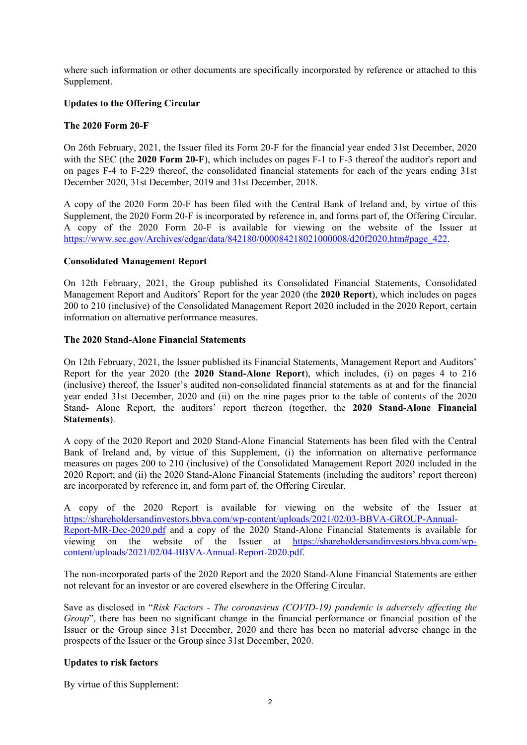where such information or other documents are specifically incorporated by reference or attached to this Supplement.

**Updates to the Offering Circular**

**The 2020 Form 20-F**

On 26th February, 2021, the Issuer filed its Form 20-F for the financial year ended 31st December, 2020 with the SEC (the **2020 Form 20-F**), which includes on pages F-1 to F-3 thereof the auditor's report and on pages F-4 to F-229 thereof, the consolidated financial statements for each of the years ending 31st December 2020, 31st December, 2019 and 31st December, 2018.

A copy of the 2020 Form 20-F has been filed with the Central Bank of Ireland and, by virtue of this Supplement, the 2020 Form 20-F is incorporated by reference in, and forms part of, the Offering Circular. A copy of the 2020 Form 20-F is available for viewing on the website of the Issuer at https://www.sec.gov/Archives/edgar/data/842180/000084218021000008/d20f2020.htm#page_422.

**Consolidated Management Report**

On 12th February, 2021, the Group published its Consolidated Financial Statements, Consolidated Management Report and Auditors' Report for the year 2020 (the **2020 Report**), which includes on pages 200 to 210 (inclusive) of the Consolidated Management Report 2020 included in the 2020 Report, certain information on alternative performance measures.

**The 2020 Stand-Alone Financial Statements**

On 12th February, 2021, the Issuer published its Financial Statements, Management Report and Auditors' Report for the year 2020 (the **2020 Stand-Alone Report**), which includes, (i) on pages 4 to 216 (inclusive) thereof, the Issuer's audited non-consolidated financial statements as at and for the financial year ended 31st December, 2020 and (ii) on the nine pages prior to the table of contents of the 2020 Stand- Alone Report, the auditors' report thereon (together, the **2020 Stand-Alone Financial Statements**).

A copy of the 2020 Report and 2020 Stand-Alone Financial Statements has been filed with the Central Bank of Ireland and, by virtue of this Supplement, (i) the information on alternative performance measures on pages 200 to 210 (inclusive) of the Consolidated Management Report 2020 included in the 2020 Report; and (ii) the 2020 Stand-Alone Financial Statements (including the auditors' report thereon) are incorporated by reference in, and form part of, the Offering Circular.

A copy of the 2020 Report is available for viewing on the website of the Issuer at https://shareholdersandinvestors.bbva.com/wp-content/uploads/2021/02/03-BBVA-GROUP-Annual-Report-MR-Dec-2020.pdf and a copy of the 2020 Stand-Alone Financial Statements is available for viewing on the website of the Issuer at https://shareholdersandinvestors.bbva.com/wp-content/uploads/2021/02/04-BBVA-Annual-Report-2020.pdf.

The non-incorporated parts of the 2020 Report and the 2020 Stand-Alone Financial Statements are either not relevant for an investor or are covered elsewhere in the Offering Circular.

Save as disclosed in "*Risk Factors - The coronavirus (COVID-19) pandemic is adversely affecting the Group*", there has been no significant change in the financial performance or financial position of the Issuer or the Group since 31st December, 2020 and there has been no material adverse change in the prospects of the Issuer or the Group since 31st December, 2020.

**Updates to risk factors**

By virtue of this Supplement: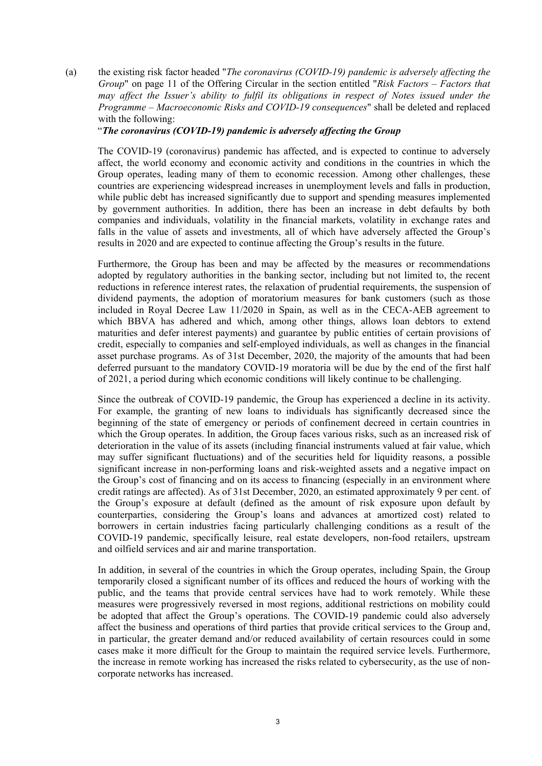(a) the existing risk factor headed "*The coronavirus (COVID-19) pandemic is adversely affecting the Group*" on page 11 of the Offering Circular in the section entitled "*Risk Factors – Factors that may affect the Issuer's ability to fulfil its obligations in respect of Notes issued under the Programme – Macroeconomic Risks and COVID-19 consequences*" shall be deleted and replaced with the following:

"***The coronavirus (COVID-19) pandemic is adversely affecting the Group***

The COVID-19 (coronavirus) pandemic has affected, and is expected to continue to adversely affect, the world economy and economic activity and conditions in the countries in which the Group operates, leading many of them to economic recession. Among other challenges, these countries are experiencing widespread increases in unemployment levels and falls in production, while public debt has increased significantly due to support and spending measures implemented by government authorities. In addition, there has been an increase in debt defaults by both companies and individuals, volatility in the financial markets, volatility in exchange rates and falls in the value of assets and investments, all of which have adversely affected the Group's results in 2020 and are expected to continue affecting the Group's results in the future.

Furthermore, the Group has been and may be affected by the measures or recommendations adopted by regulatory authorities in the banking sector, including but not limited to, the recent reductions in reference interest rates, the relaxation of prudential requirements, the suspension of dividend payments, the adoption of moratorium measures for bank customers (such as those included in Royal Decree Law 11/2020 in Spain, as well as in the CECA-AEB agreement to which BBVA has adhered and which, among other things, allows loan debtors to extend maturities and defer interest payments) and guarantee by public entities of certain provisions of credit, especially to companies and self-employed individuals, as well as changes in the financial asset purchase programs. As of 31st December, 2020, the majority of the amounts that had been deferred pursuant to the mandatory COVID-19 moratoria will be due by the end of the first half of 2021, a period during which economic conditions will likely continue to be challenging.

Since the outbreak of COVID-19 pandemic, the Group has experienced a decline in its activity. For example, the granting of new loans to individuals has significantly decreased since the beginning of the state of emergency or periods of confinement decreed in certain countries in which the Group operates. In addition, the Group faces various risks, such as an increased risk of deterioration in the value of its assets (including financial instruments valued at fair value, which may suffer significant fluctuations) and of the securities held for liquidity reasons, a possible significant increase in non-performing loans and risk-weighted assets and a negative impact on the Group's cost of financing and on its access to financing (especially in an environment where credit ratings are affected). As of 31st December, 2020, an estimated approximately 9 per cent. of the Group's exposure at default (defined as the amount of risk exposure upon default by counterparties, considering the Group's loans and advances at amortized cost) related to borrowers in certain industries facing particularly challenging conditions as a result of the COVID-19 pandemic, specifically leisure, real estate developers, non-food retailers, upstream and oilfield services and air and marine transportation.

In addition, in several of the countries in which the Group operates, including Spain, the Group temporarily closed a significant number of its offices and reduced the hours of working with the public, and the teams that provide central services have had to work remotely. While these measures were progressively reversed in most regions, additional restrictions on mobility could be adopted that affect the Group's operations. The COVID-19 pandemic could also adversely affect the business and operations of third parties that provide critical services to the Group and, in particular, the greater demand and/or reduced availability of certain resources could in some cases make it more difficult for the Group to maintain the required service levels. Furthermore, the increase in remote working has increased the risks related to cybersecurity, as the use of non-corporate networks has increased.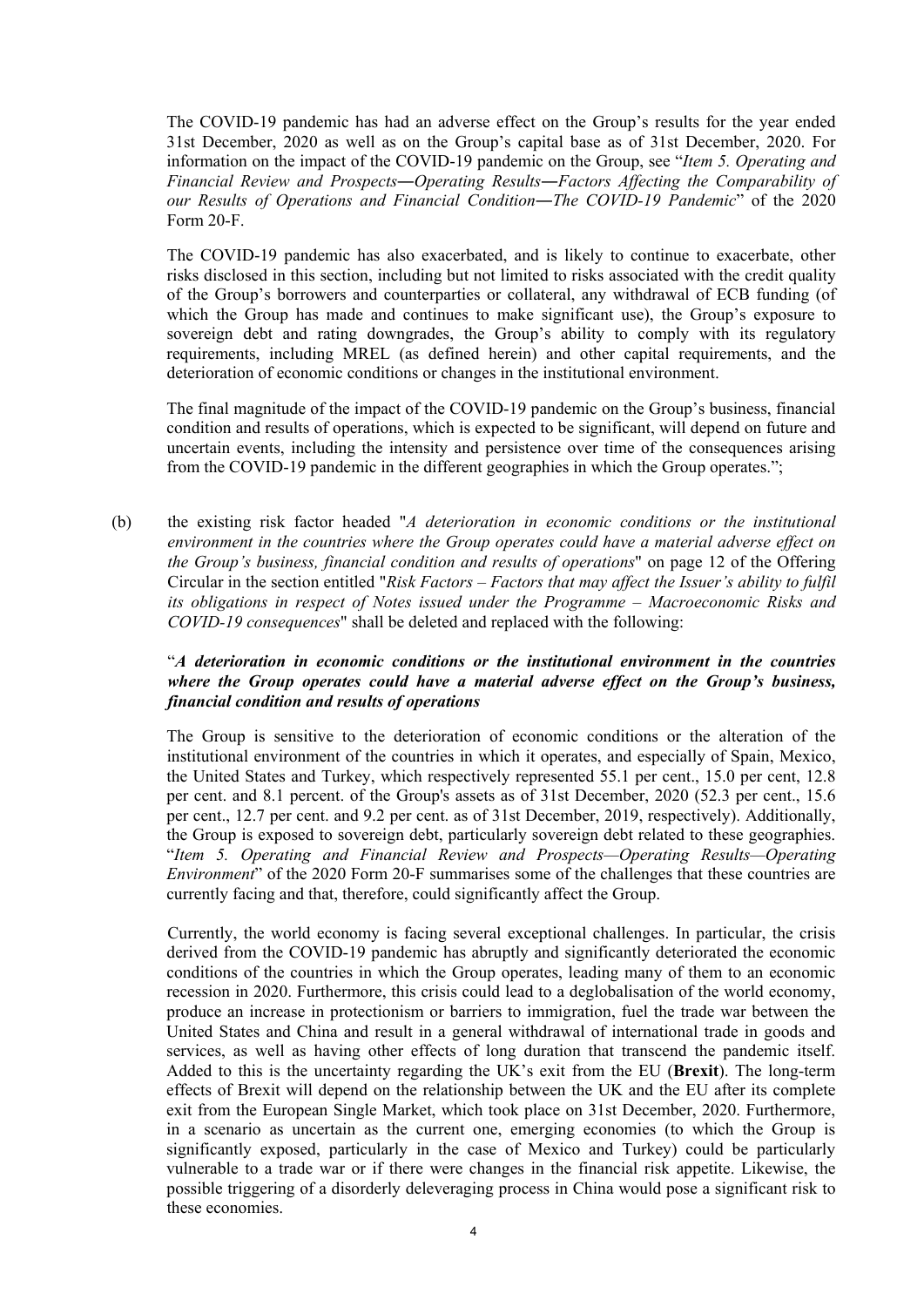The COVID-19 pandemic has had an adverse effect on the Group's results for the year ended 31st December, 2020 as well as on the Group's capital base as of 31st December, 2020. For information on the impact of the COVID-19 pandemic on the Group, see "*Item 5. Operating and Financial Review and Prospects—Operating Results—Factors Affecting the Comparability of our Results of Operations and Financial Condition—The COVID-19 Pandemic*" of the 2020 Form 20-F.

The COVID-19 pandemic has also exacerbated, and is likely to continue to exacerbate, other risks disclosed in this section, including but not limited to risks associated with the credit quality of the Group's borrowers and counterparties or collateral, any withdrawal of ECB funding (of which the Group has made and continues to make significant use), the Group's exposure to sovereign debt and rating downgrades, the Group's ability to comply with its regulatory requirements, including MREL (as defined herein) and other capital requirements, and the deterioration of economic conditions or changes in the institutional environment.

The final magnitude of the impact of the COVID-19 pandemic on the Group's business, financial condition and results of operations, which is expected to be significant, will depend on future and uncertain events, including the intensity and persistence over time of the consequences arising from the COVID-19 pandemic in the different geographies in which the Group operates.";

(b) the existing risk factor headed "*A deterioration in economic conditions or the institutional environment in the countries where the Group operates could have a material adverse effect on the Group's business, financial condition and results of operations*" on page 12 of the Offering Circular in the section entitled "*Risk Factors – Factors that may affect the Issuer's ability to fulfil its obligations in respect of Notes issued under the Programme – Macroeconomic Risks and COVID-19 consequences*" shall be deleted and replaced with the following:

"***A deterioration in economic conditions or the institutional environment in the countries where the Group operates could have a material adverse effect on the Group's business, financial condition and results of operations***

The Group is sensitive to the deterioration of economic conditions or the alteration of the institutional environment of the countries in which it operates, and especially of Spain, Mexico, the United States and Turkey, which respectively represented 55.1 per cent., 15.0 per cent, 12.8 per cent. and 8.1 percent. of the Group's assets as of 31st December, 2020 (52.3 per cent., 15.6 per cent., 12.7 per cent. and 9.2 per cent. as of 31st December, 2019, respectively). Additionally, the Group is exposed to sovereign debt, particularly sovereign debt related to these geographies. "*Item 5. Operating and Financial Review and Prospects—Operating Results—Operating Environment*" of the 2020 Form 20-F summarises some of the challenges that these countries are currently facing and that, therefore, could significantly affect the Group.

Currently, the world economy is facing several exceptional challenges. In particular, the crisis derived from the COVID-19 pandemic has abruptly and significantly deteriorated the economic conditions of the countries in which the Group operates, leading many of them to an economic recession in 2020. Furthermore, this crisis could lead to a deglobalisation of the world economy, produce an increase in protectionism or barriers to immigration, fuel the trade war between the United States and China and result in a general withdrawal of international trade in goods and services, as well as having other effects of long duration that transcend the pandemic itself. Added to this is the uncertainty regarding the UK's exit from the EU (**Brexit**). The long-term effects of Brexit will depend on the relationship between the UK and the EU after its complete exit from the European Single Market, which took place on 31st December, 2020. Furthermore, in a scenario as uncertain as the current one, emerging economies (to which the Group is significantly exposed, particularly in the case of Mexico and Turkey) could be particularly vulnerable to a trade war or if there were changes in the financial risk appetite. Likewise, the possible triggering of a disorderly deleveraging process in China would pose a significant risk to these economies.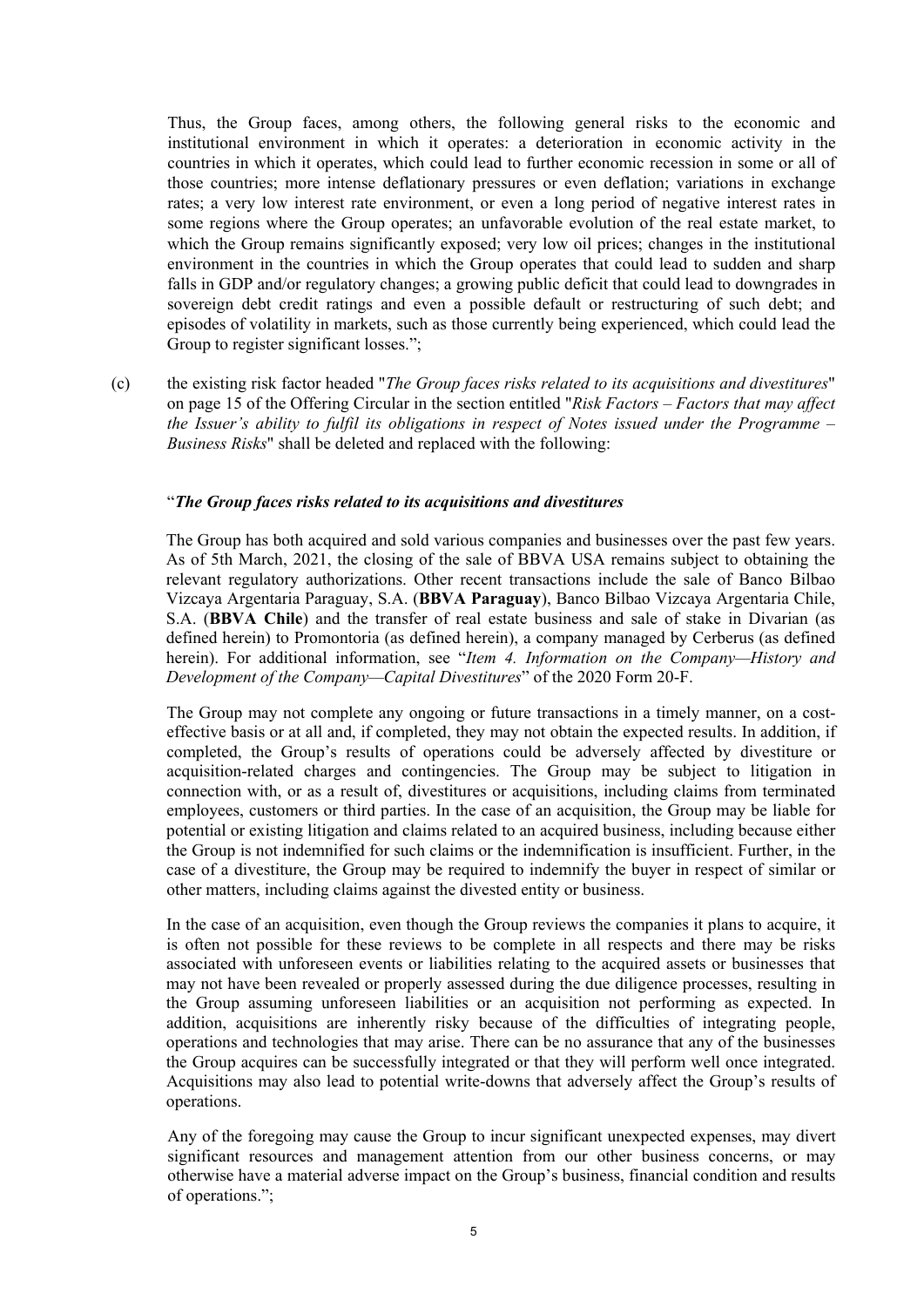Thus, the Group faces, among others, the following general risks to the economic and institutional environment in which it operates: a deterioration in economic activity in the countries in which it operates, which could lead to further economic recession in some or all of those countries; more intense deflationary pressures or even deflation; variations in exchange rates; a very low interest rate environment, or even a long period of negative interest rates in some regions where the Group operates; an unfavorable evolution of the real estate market, to which the Group remains significantly exposed; very low oil prices; changes in the institutional environment in the countries in which the Group operates that could lead to sudden and sharp falls in GDP and/or regulatory changes; a growing public deficit that could lead to downgrades in sovereign debt credit ratings and even a possible default or restructuring of such debt; and episodes of volatility in markets, such as those currently being experienced, which could lead the Group to register significant losses.";

(c) the existing risk factor headed "*The Group faces risks related to its acquisitions and divestitures*" on page 15 of the Offering Circular in the section entitled "*Risk Factors – Factors that may affect the Issuer's ability to fulfil its obligations in respect of Notes issued under the Programme – Business Risks*" shall be deleted and replaced with the following:

"***The Group faces risks related to its acquisitions and divestitures***

The Group has both acquired and sold various companies and businesses over the past few years. As of 5th March, 2021, the closing of the sale of BBVA USA remains subject to obtaining the relevant regulatory authorizations. Other recent transactions include the sale of Banco Bilbao Vizcaya Argentaria Paraguay, S.A. (**BBVA Paraguay**), Banco Bilbao Vizcaya Argentaria Chile, S.A. (**BBVA Chile**) and the transfer of real estate business and sale of stake in Divarian (as defined herein) to Promontoria (as defined herein), a company managed by Cerberus (as defined herein). For additional information, see "*Item 4. Information on the Company—History and Development of the Company—Capital Divestitures*" of the 2020 Form 20-F.

The Group may not complete any ongoing or future transactions in a timely manner, on a cost-effective basis or at all and, if completed, they may not obtain the expected results. In addition, if completed, the Group's results of operations could be adversely affected by divestiture or acquisition-related charges and contingencies. The Group may be subject to litigation in connection with, or as a result of, divestitures or acquisitions, including claims from terminated employees, customers or third parties. In the case of an acquisition, the Group may be liable for potential or existing litigation and claims related to an acquired business, including because either the Group is not indemnified for such claims or the indemnification is insufficient. Further, in the case of a divestiture, the Group may be required to indemnify the buyer in respect of similar or other matters, including claims against the divested entity or business.

In the case of an acquisition, even though the Group reviews the companies it plans to acquire, it is often not possible for these reviews to be complete in all respects and there may be risks associated with unforeseen events or liabilities relating to the acquired assets or businesses that may not have been revealed or properly assessed during the due diligence processes, resulting in the Group assuming unforeseen liabilities or an acquisition not performing as expected. In addition, acquisitions are inherently risky because of the difficulties of integrating people, operations and technologies that may arise. There can be no assurance that any of the businesses the Group acquires can be successfully integrated or that they will perform well once integrated. Acquisitions may also lead to potential write-downs that adversely affect the Group's results of operations.

Any of the foregoing may cause the Group to incur significant unexpected expenses, may divert significant resources and management attention from our other business concerns, or may otherwise have a material adverse impact on the Group's business, financial condition and results of operations.";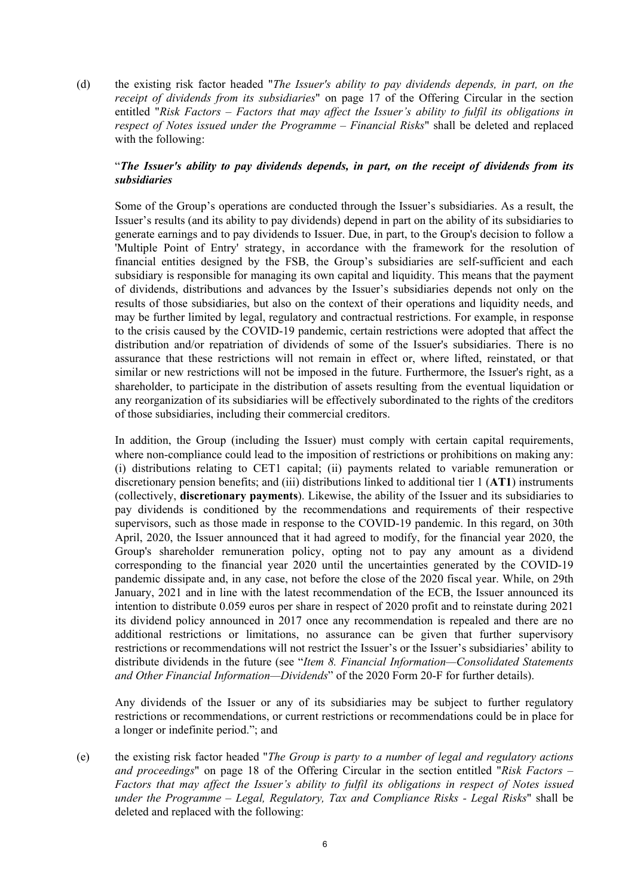(d) the existing risk factor headed "*The Issuer's ability to pay dividends depends, in part, on the receipt of dividends from its subsidiaries*" on page 17 of the Offering Circular in the section entitled "*Risk Factors – Factors that may affect the Issuer's ability to fulfil its obligations in respect of Notes issued under the Programme – Financial Risks*" shall be deleted and replaced with the following:

"***The Issuer's ability to pay dividends depends, in part, on the receipt of dividends from its subsidiaries***

Some of the Group's operations are conducted through the Issuer's subsidiaries. As a result, the Issuer's results (and its ability to pay dividends) depend in part on the ability of its subsidiaries to generate earnings and to pay dividends to Issuer. Due, in part, to the Group's decision to follow a 'Multiple Point of Entry' strategy, in accordance with the framework for the resolution of financial entities designed by the FSB, the Group's subsidiaries are self-sufficient and each subsidiary is responsible for managing its own capital and liquidity. This means that the payment of dividends, distributions and advances by the Issuer's subsidiaries depends not only on the results of those subsidiaries, but also on the context of their operations and liquidity needs, and may be further limited by legal, regulatory and contractual restrictions. For example, in response to the crisis caused by the COVID-19 pandemic, certain restrictions were adopted that affect the distribution and/or repatriation of dividends of some of the Issuer's subsidiaries. There is no assurance that these restrictions will not remain in effect or, where lifted, reinstated, or that similar or new restrictions will not be imposed in the future. Furthermore, the Issuer's right, as a shareholder, to participate in the distribution of assets resulting from the eventual liquidation or any reorganization of its subsidiaries will be effectively subordinated to the rights of the creditors of those subsidiaries, including their commercial creditors.

In addition, the Group (including the Issuer) must comply with certain capital requirements, where non-compliance could lead to the imposition of restrictions or prohibitions on making any: (i) distributions relating to CET1 capital; (ii) payments related to variable remuneration or discretionary pension benefits; and (iii) distributions linked to additional tier 1 (**AT1**) instruments (collectively, **discretionary payments**). Likewise, the ability of the Issuer and its subsidiaries to pay dividends is conditioned by the recommendations and requirements of their respective supervisors, such as those made in response to the COVID-19 pandemic. In this regard, on 30th April, 2020, the Issuer announced that it had agreed to modify, for the financial year 2020, the Group's shareholder remuneration policy, opting not to pay any amount as a dividend corresponding to the financial year 2020 until the uncertainties generated by the COVID-19 pandemic dissipate and, in any case, not before the close of the 2020 fiscal year. While, on 29th January, 2021 and in line with the latest recommendation of the ECB, the Issuer announced its intention to distribute 0.059 euros per share in respect of 2020 profit and to reinstate during 2021 its dividend policy announced in 2017 once any recommendation is repealed and there are no additional restrictions or limitations, no assurance can be given that further supervisory restrictions or recommendations will not restrict the Issuer's or the Issuer's subsidiaries' ability to distribute dividends in the future (see "*Item 8. Financial Information—Consolidated Statements and Other Financial Information—Dividends*" of the 2020 Form 20-F for further details).

Any dividends of the Issuer or any of its subsidiaries may be subject to further regulatory restrictions or recommendations, or current restrictions or recommendations could be in place for a longer or indefinite period."; and

(e) the existing risk factor headed "*The Group is party to a number of legal and regulatory actions and proceedings*" on page 18 of the Offering Circular in the section entitled "*Risk Factors – Factors that may affect the Issuer's ability to fulfil its obligations in respect of Notes issued under the Programme – Legal, Regulatory, Tax and Compliance Risks - Legal Risks*" shall be deleted and replaced with the following: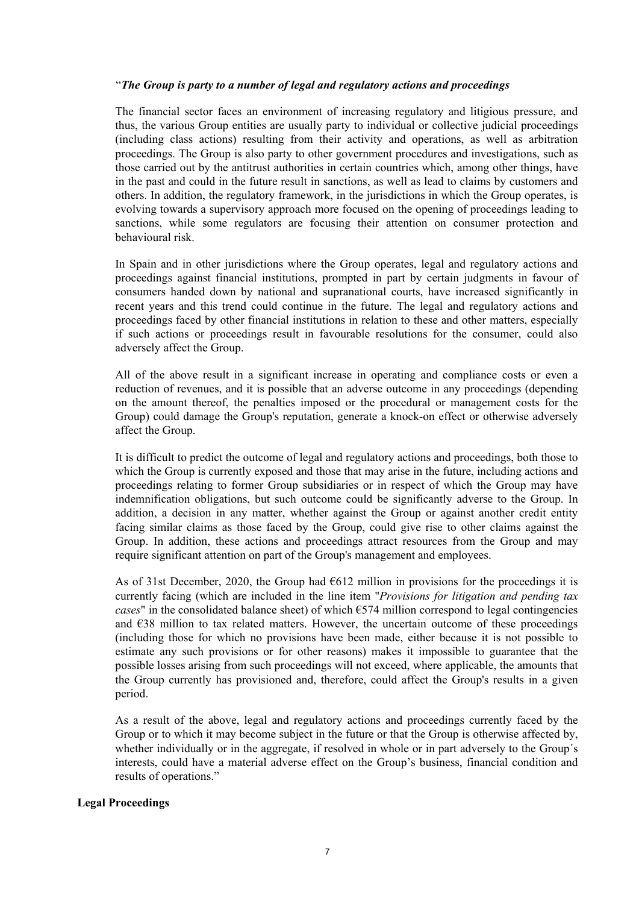"*The Group is party to a number of legal and regulatory actions and proceedings*

The financial sector faces an environment of increasing regulatory and litigious pressure, and thus, the various Group entities are usually party to individual or collective judicial proceedings (including class actions) resulting from their activity and operations, as well as arbitration proceedings. The Group is also party to other government procedures and investigations, such as those carried out by the antitrust authorities in certain countries which, among other things, have in the past and could in the future result in sanctions, as well as lead to claims by customers and others. In addition, the regulatory framework, in the jurisdictions in which the Group operates, is evolving towards a supervisory approach more focused on the opening of proceedings leading to sanctions, while some regulators are focusing their attention on consumer protection and behavioural risk.

In Spain and in other jurisdictions where the Group operates, legal and regulatory actions and proceedings against financial institutions, prompted in part by certain judgments in favour of consumers handed down by national and supranational courts, have increased significantly in recent years and this trend could continue in the future. The legal and regulatory actions and proceedings faced by other financial institutions in relation to these and other matters, especially if such actions or proceedings result in favourable resolutions for the consumer, could also adversely affect the Group.

All of the above result in a significant increase in operating and compliance costs or even a reduction of revenues, and it is possible that an adverse outcome in any proceedings (depending on the amount thereof, the penalties imposed or the procedural or management costs for the Group) could damage the Group's reputation, generate a knock-on effect or otherwise adversely affect the Group.

It is difficult to predict the outcome of legal and regulatory actions and proceedings, both those to which the Group is currently exposed and those that may arise in the future, including actions and proceedings relating to former Group subsidiaries or in respect of which the Group may have indemnification obligations, but such outcome could be significantly adverse to the Group. In addition, a decision in any matter, whether against the Group or against another credit entity facing similar claims as those faced by the Group, could give rise to other claims against the Group. In addition, these actions and proceedings attract resources from the Group and may require significant attention on part of the Group's management and employees.

As of 31st December, 2020, the Group had €612 million in provisions for the proceedings it is currently facing (which are included in the line item "*Provisions for litigation and pending tax cases*" in the consolidated balance sheet) of which €574 million correspond to legal contingencies and €38 million to tax related matters. However, the uncertain outcome of these proceedings (including those for which no provisions have been made, either because it is not possible to estimate any such provisions or for other reasons) makes it impossible to guarantee that the possible losses arising from such proceedings will not exceed, where applicable, the amounts that the Group currently has provisioned and, therefore, could affect the Group's results in a given period.

As a result of the above, legal and regulatory actions and proceedings currently faced by the Group or to which it may become subject in the future or that the Group is otherwise affected by, whether individually or in the aggregate, if resolved in whole or in part adversely to the Group´s interests, could have a material adverse effect on the Group's business, financial condition and results of operations."

**Legal Proceedings**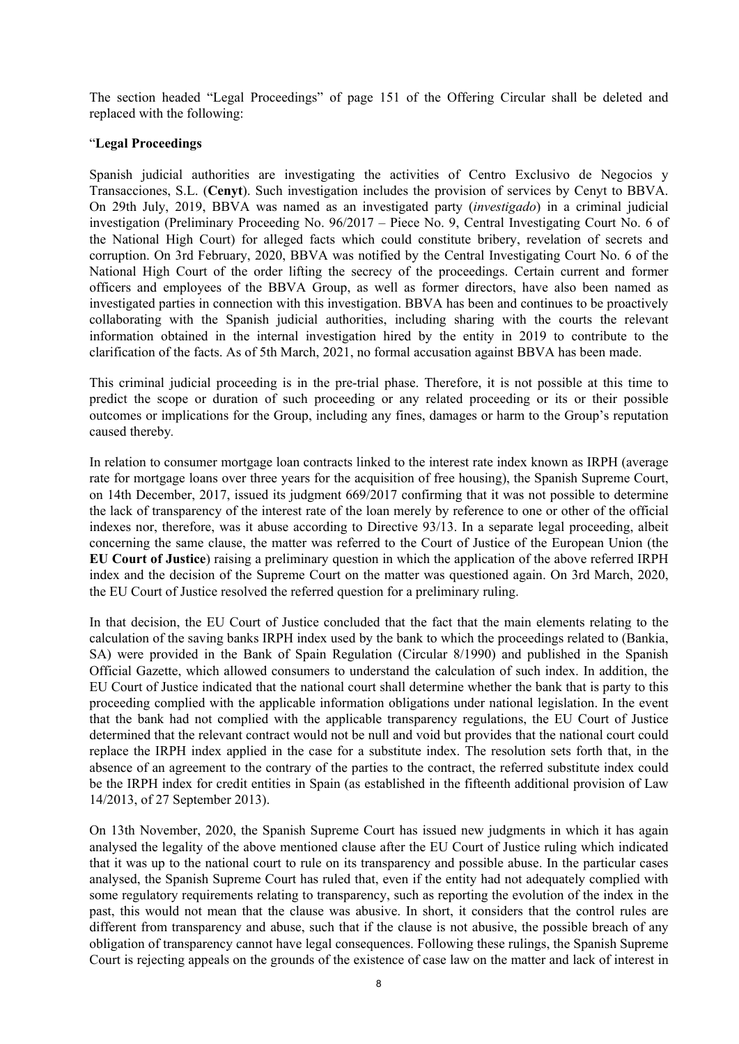The section headed "Legal Proceedings" of page 151 of the Offering Circular shall be deleted and replaced with the following:

"**Legal Proceedings**

Spanish judicial authorities are investigating the activities of Centro Exclusivo de Negocios y Transacciones, S.L. (**Cenyt**). Such investigation includes the provision of services by Cenyt to BBVA. On 29th July, 2019, BBVA was named as an investigated party (*investigado*) in a criminal judicial investigation (Preliminary Proceeding No. 96/2017 – Piece No. 9, Central Investigating Court No. 6 of the National High Court) for alleged facts which could constitute bribery, revelation of secrets and corruption. On 3rd February, 2020, BBVA was notified by the Central Investigating Court No. 6 of the National High Court of the order lifting the secrecy of the proceedings. Certain current and former officers and employees of the BBVA Group, as well as former directors, have also been named as investigated parties in connection with this investigation. BBVA has been and continues to be proactively collaborating with the Spanish judicial authorities, including sharing with the courts the relevant information obtained in the internal investigation hired by the entity in 2019 to contribute to the clarification of the facts. As of 5th March, 2021, no formal accusation against BBVA has been made.

This criminal judicial proceeding is in the pre-trial phase. Therefore, it is not possible at this time to predict the scope or duration of such proceeding or any related proceeding or its or their possible outcomes or implications for the Group, including any fines, damages or harm to the Group's reputation caused thereby.

In relation to consumer mortgage loan contracts linked to the interest rate index known as IRPH (average rate for mortgage loans over three years for the acquisition of free housing), the Spanish Supreme Court, on 14th December, 2017, issued its judgment 669/2017 confirming that it was not possible to determine the lack of transparency of the interest rate of the loan merely by reference to one or other of the official indexes nor, therefore, was it abuse according to Directive 93/13. In a separate legal proceeding, albeit concerning the same clause, the matter was referred to the Court of Justice of the European Union (the **EU Court of Justice**) raising a preliminary question in which the application of the above referred IRPH index and the decision of the Supreme Court on the matter was questioned again. On 3rd March, 2020, the EU Court of Justice resolved the referred question for a preliminary ruling.

In that decision, the EU Court of Justice concluded that the fact that the main elements relating to the calculation of the saving banks IRPH index used by the bank to which the proceedings related to (Bankia, SA) were provided in the Bank of Spain Regulation (Circular 8/1990) and published in the Spanish Official Gazette, which allowed consumers to understand the calculation of such index. In addition, the EU Court of Justice indicated that the national court shall determine whether the bank that is party to this proceeding complied with the applicable information obligations under national legislation. In the event that the bank had not complied with the applicable transparency regulations, the EU Court of Justice determined that the relevant contract would not be null and void but provides that the national court could replace the IRPH index applied in the case for a substitute index. The resolution sets forth that, in the absence of an agreement to the contrary of the parties to the contract, the referred substitute index could be the IRPH index for credit entities in Spain (as established in the fifteenth additional provision of Law 14/2013, of 27 September 2013).

On 13th November, 2020, the Spanish Supreme Court has issued new judgments in which it has again analysed the legality of the above mentioned clause after the EU Court of Justice ruling which indicated that it was up to the national court to rule on its transparency and possible abuse. In the particular cases analysed, the Spanish Supreme Court has ruled that, even if the entity had not adequately complied with some regulatory requirements relating to transparency, such as reporting the evolution of the index in the past, this would not mean that the clause was abusive. In short, it considers that the control rules are different from transparency and abuse, such that if the clause is not abusive, the possible breach of any obligation of transparency cannot have legal consequences. Following these rulings, the Spanish Supreme Court is rejecting appeals on the grounds of the existence of case law on the matter and lack of interest in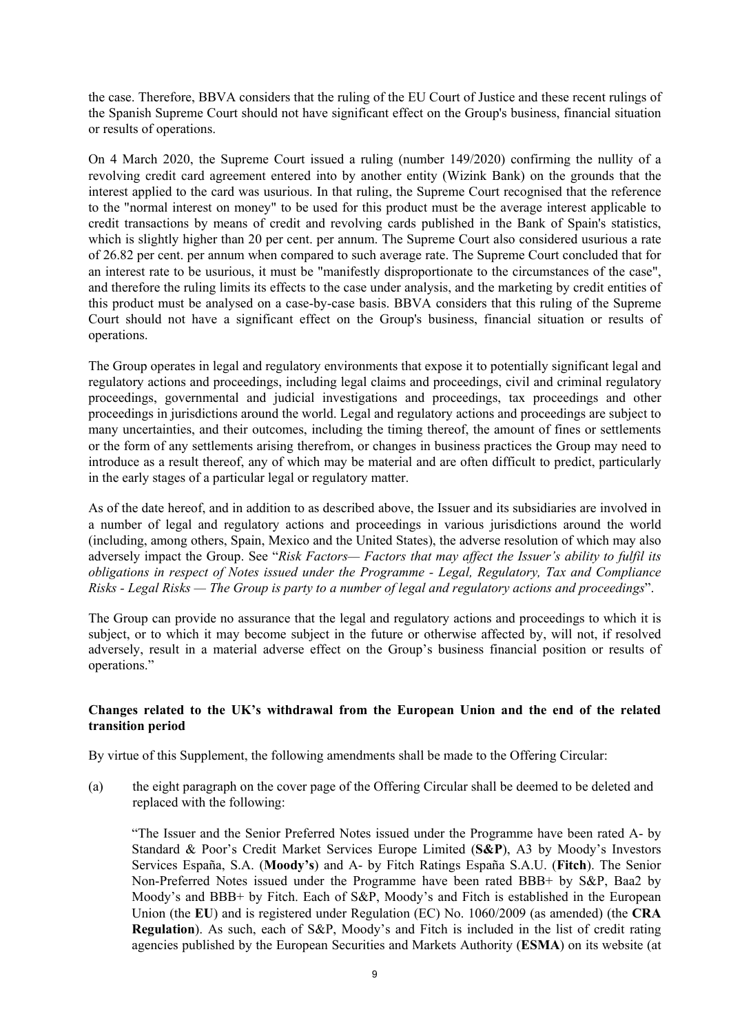the case. Therefore, BBVA considers that the ruling of the EU Court of Justice and these recent rulings of the Spanish Supreme Court should not have significant effect on the Group's business, financial situation or results of operations.

On 4 March 2020, the Supreme Court issued a ruling (number 149/2020) confirming the nullity of a revolving credit card agreement entered into by another entity (Wizink Bank) on the grounds that the interest applied to the card was usurious. In that ruling, the Supreme Court recognised that the reference to the "normal interest on money" to be used for this product must be the average interest applicable to credit transactions by means of credit and revolving cards published in the Bank of Spain's statistics, which is slightly higher than 20 per cent. per annum. The Supreme Court also considered usurious a rate of 26.82 per cent. per annum when compared to such average rate. The Supreme Court concluded that for an interest rate to be usurious, it must be "manifestly disproportionate to the circumstances of the case", and therefore the ruling limits its effects to the case under analysis, and the marketing by credit entities of this product must be analysed on a case-by-case basis. BBVA considers that this ruling of the Supreme Court should not have a significant effect on the Group's business, financial situation or results of operations.

The Group operates in legal and regulatory environments that expose it to potentially significant legal and regulatory actions and proceedings, including legal claims and proceedings, civil and criminal regulatory proceedings, governmental and judicial investigations and proceedings, tax proceedings and other proceedings in jurisdictions around the world. Legal and regulatory actions and proceedings are subject to many uncertainties, and their outcomes, including the timing thereof, the amount of fines or settlements or the form of any settlements arising therefrom, or changes in business practices the Group may need to introduce as a result thereof, any of which may be material and are often difficult to predict, particularly in the early stages of a particular legal or regulatory matter.

As of the date hereof, and in addition to as described above, the Issuer and its subsidiaries are involved in a number of legal and regulatory actions and proceedings in various jurisdictions around the world (including, among others, Spain, Mexico and the United States), the adverse resolution of which may also adversely impact the Group. See "*Risk Factors— Factors that may affect the Issuer's ability to fulfil its obligations in respect of Notes issued under the Programme - Legal, Regulatory, Tax and Compliance Risks - Legal Risks — The Group is party to a number of legal and regulatory actions and proceedings*".

The Group can provide no assurance that the legal and regulatory actions and proceedings to which it is subject, or to which it may become subject in the future or otherwise affected by, will not, if resolved adversely, result in a material adverse effect on the Group's business financial position or results of operations."

**Changes related to the UK's withdrawal from the European Union and the end of the related transition period**

By virtue of this Supplement, the following amendments shall be made to the Offering Circular:

(a) the eight paragraph on the cover page of the Offering Circular shall be deemed to be deleted and replaced with the following:

"The Issuer and the Senior Preferred Notes issued under the Programme have been rated A- by Standard & Poor's Credit Market Services Europe Limited (**S&P**), A3 by Moody's Investors Services España, S.A. (**Moody's**) and A- by Fitch Ratings España S.A.U. (**Fitch**). The Senior Non-Preferred Notes issued under the Programme have been rated BBB+ by S&P, Baa2 by Moody's and BBB+ by Fitch. Each of S&P, Moody's and Fitch is established in the European Union (the **EU**) and is registered under Regulation (EC) No. 1060/2009 (as amended) (the **CRA Regulation**). As such, each of S&P, Moody's and Fitch is included in the list of credit rating agencies published by the European Securities and Markets Authority (**ESMA**) on its website (at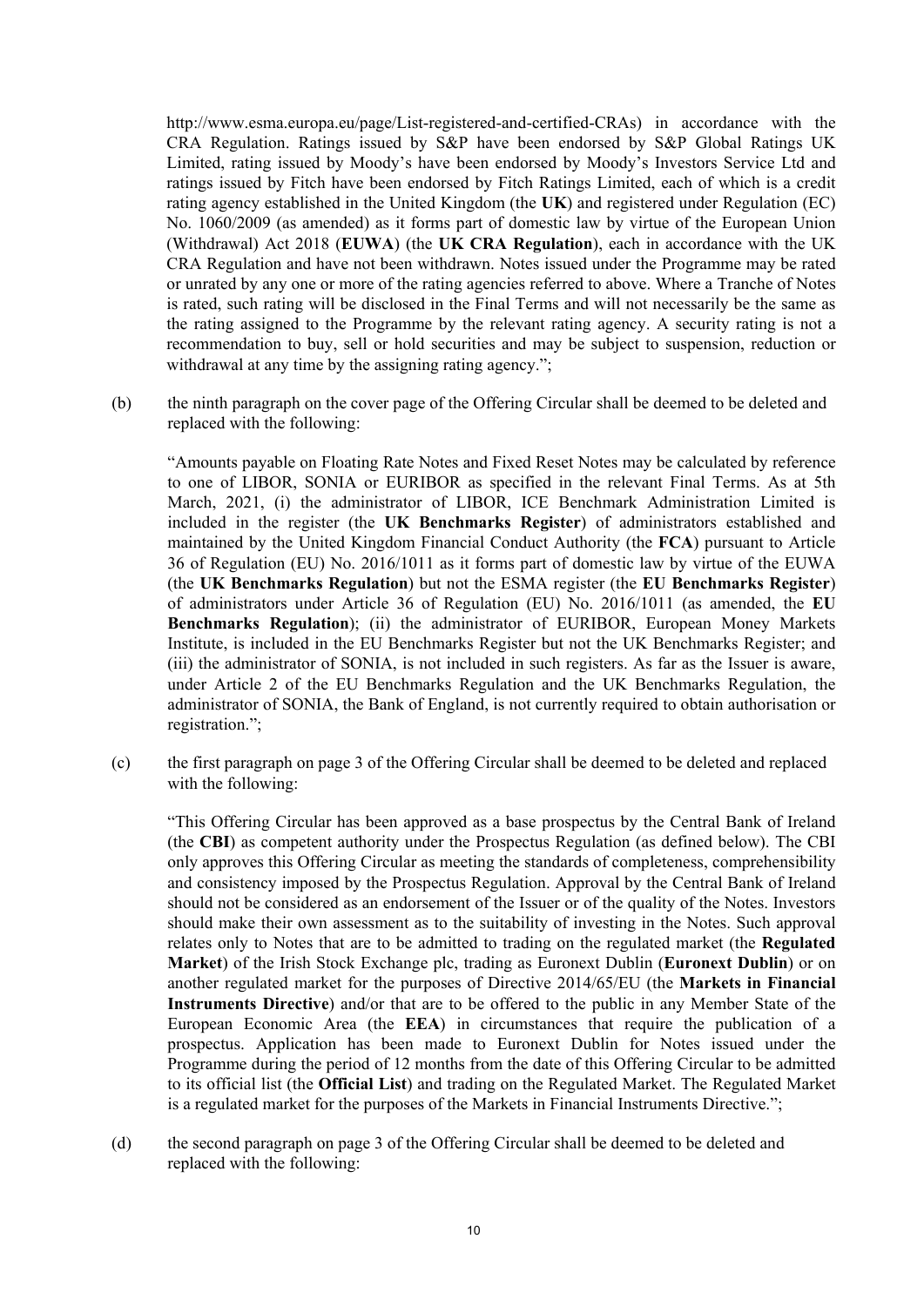http://www.esma.europa.eu/page/List-registered-and-certified-CRAs) in accordance with the CRA Regulation. Ratings issued by S&P have been endorsed by S&P Global Ratings UK Limited, rating issued by Moody's have been endorsed by Moody's Investors Service Ltd and ratings issued by Fitch have been endorsed by Fitch Ratings Limited, each of which is a credit rating agency established in the United Kingdom (the **UK**) and registered under Regulation (EC) No. 1060/2009 (as amended) as it forms part of domestic law by virtue of the European Union (Withdrawal) Act 2018 (**EUWA**) (the **UK CRA Regulation**), each in accordance with the UK CRA Regulation and have not been withdrawn. Notes issued under the Programme may be rated or unrated by any one or more of the rating agencies referred to above. Where a Tranche of Notes is rated, such rating will be disclosed in the Final Terms and will not necessarily be the same as the rating assigned to the Programme by the relevant rating agency. A security rating is not a recommendation to buy, sell or hold securities and may be subject to suspension, reduction or withdrawal at any time by the assigning rating agency.";

(b) the ninth paragraph on the cover page of the Offering Circular shall be deemed to be deleted and replaced with the following:

"Amounts payable on Floating Rate Notes and Fixed Reset Notes may be calculated by reference to one of LIBOR, SONIA or EURIBOR as specified in the relevant Final Terms. As at 5th March, 2021, (i) the administrator of LIBOR, ICE Benchmark Administration Limited is included in the register (the **UK Benchmarks Register**) of administrators established and maintained by the United Kingdom Financial Conduct Authority (the **FCA**) pursuant to Article 36 of Regulation (EU) No. 2016/1011 as it forms part of domestic law by virtue of the EUWA (the **UK Benchmarks Regulation**) but not the ESMA register (the **EU Benchmarks Register**) of administrators under Article 36 of Regulation (EU) No. 2016/1011 (as amended, the **EU Benchmarks Regulation**); (ii) the administrator of EURIBOR, European Money Markets Institute, is included in the EU Benchmarks Register but not the UK Benchmarks Register; and (iii) the administrator of SONIA, is not included in such registers. As far as the Issuer is aware, under Article 2 of the EU Benchmarks Regulation and the UK Benchmarks Regulation, the administrator of SONIA, the Bank of England, is not currently required to obtain authorisation or registration.";

(c) the first paragraph on page 3 of the Offering Circular shall be deemed to be deleted and replaced with the following:

"This Offering Circular has been approved as a base prospectus by the Central Bank of Ireland (the **CBI**) as competent authority under the Prospectus Regulation (as defined below). The CBI only approves this Offering Circular as meeting the standards of completeness, comprehensibility and consistency imposed by the Prospectus Regulation. Approval by the Central Bank of Ireland should not be considered as an endorsement of the Issuer or of the quality of the Notes. Investors should make their own assessment as to the suitability of investing in the Notes. Such approval relates only to Notes that are to be admitted to trading on the regulated market (the **Regulated Market**) of the Irish Stock Exchange plc, trading as Euronext Dublin (**Euronext Dublin**) or on another regulated market for the purposes of Directive 2014/65/EU (the **Markets in Financial Instruments Directive**) and/or that are to be offered to the public in any Member State of the European Economic Area (the **EEA**) in circumstances that require the publication of a prospectus. Application has been made to Euronext Dublin for Notes issued under the Programme during the period of 12 months from the date of this Offering Circular to be admitted to its official list (the **Official List**) and trading on the Regulated Market. The Regulated Market is a regulated market for the purposes of the Markets in Financial Instruments Directive.";

(d) the second paragraph on page 3 of the Offering Circular shall be deemed to be deleted and replaced with the following: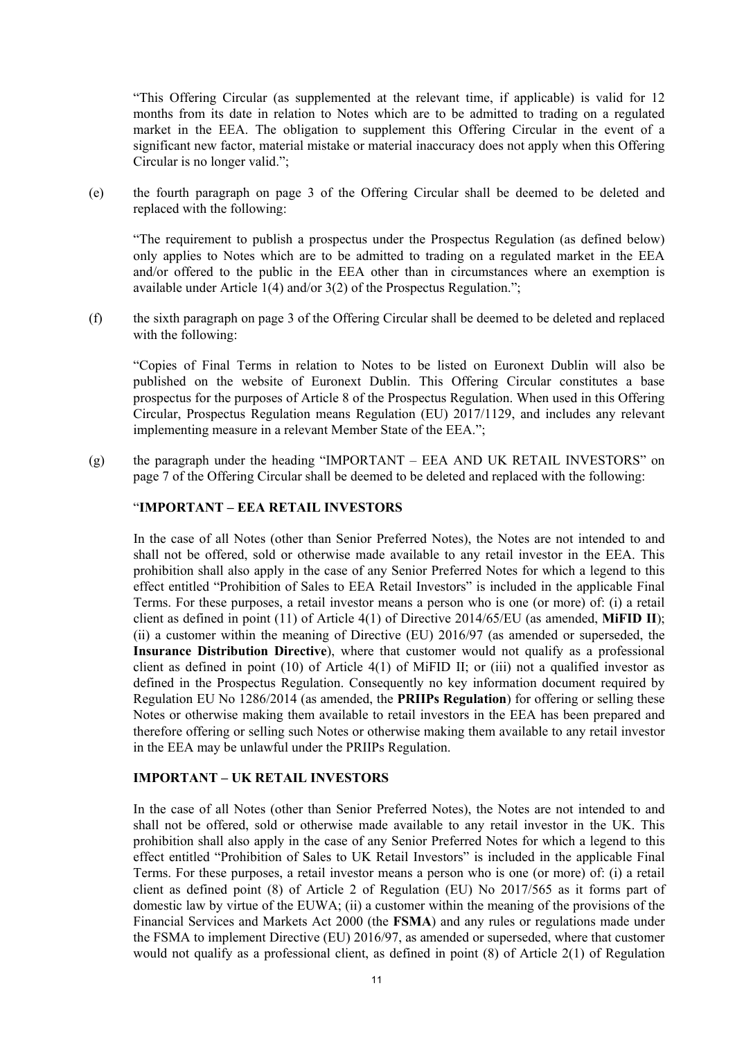"This Offering Circular (as supplemented at the relevant time, if applicable) is valid for 12 months from its date in relation to Notes which are to be admitted to trading on a regulated market in the EEA. The obligation to supplement this Offering Circular in the event of a significant new factor, material mistake or material inaccuracy does not apply when this Offering Circular is no longer valid.";

(e) the fourth paragraph on page 3 of the Offering Circular shall be deemed to be deleted and replaced with the following:

"The requirement to publish a prospectus under the Prospectus Regulation (as defined below) only applies to Notes which are to be admitted to trading on a regulated market in the EEA and/or offered to the public in the EEA other than in circumstances where an exemption is available under Article 1(4) and/or 3(2) of the Prospectus Regulation.";

(f) the sixth paragraph on page 3 of the Offering Circular shall be deemed to be deleted and replaced with the following:

"Copies of Final Terms in relation to Notes to be listed on Euronext Dublin will also be published on the website of Euronext Dublin. This Offering Circular constitutes a base prospectus for the purposes of Article 8 of the Prospectus Regulation. When used in this Offering Circular, Prospectus Regulation means Regulation (EU) 2017/1129, and includes any relevant implementing measure in a relevant Member State of the EEA.";

(g) the paragraph under the heading "IMPORTANT – EEA AND UK RETAIL INVESTORS" on page 7 of the Offering Circular shall be deemed to be deleted and replaced with the following:

"**IMPORTANT – EEA RETAIL INVESTORS**

In the case of all Notes (other than Senior Preferred Notes), the Notes are not intended to and shall not be offered, sold or otherwise made available to any retail investor in the EEA. This prohibition shall also apply in the case of any Senior Preferred Notes for which a legend to this effect entitled "Prohibition of Sales to EEA Retail Investors" is included in the applicable Final Terms. For these purposes, a retail investor means a person who is one (or more) of: (i) a retail client as defined in point (11) of Article 4(1) of Directive 2014/65/EU (as amended, **MiFID II**); (ii) a customer within the meaning of Directive (EU) 2016/97 (as amended or superseded, the **Insurance Distribution Directive**), where that customer would not qualify as a professional client as defined in point (10) of Article 4(1) of MiFID II; or (iii) not a qualified investor as defined in the Prospectus Regulation. Consequently no key information document required by Regulation EU No 1286/2014 (as amended, the **PRIIPs Regulation**) for offering or selling these Notes or otherwise making them available to retail investors in the EEA has been prepared and therefore offering or selling such Notes or otherwise making them available to any retail investor in the EEA may be unlawful under the PRIIPs Regulation.

**IMPORTANT – UK RETAIL INVESTORS**

In the case of all Notes (other than Senior Preferred Notes), the Notes are not intended to and shall not be offered, sold or otherwise made available to any retail investor in the UK. This prohibition shall also apply in the case of any Senior Preferred Notes for which a legend to this effect entitled "Prohibition of Sales to UK Retail Investors" is included in the applicable Final Terms. For these purposes, a retail investor means a person who is one (or more) of: (i) a retail client as defined point (8) of Article 2 of Regulation (EU) No 2017/565 as it forms part of domestic law by virtue of the EUWA; (ii) a customer within the meaning of the provisions of the Financial Services and Markets Act 2000 (the **FSMA**) and any rules or regulations made under the FSMA to implement Directive (EU) 2016/97, as amended or superseded, where that customer would not qualify as a professional client, as defined in point (8) of Article 2(1) of Regulation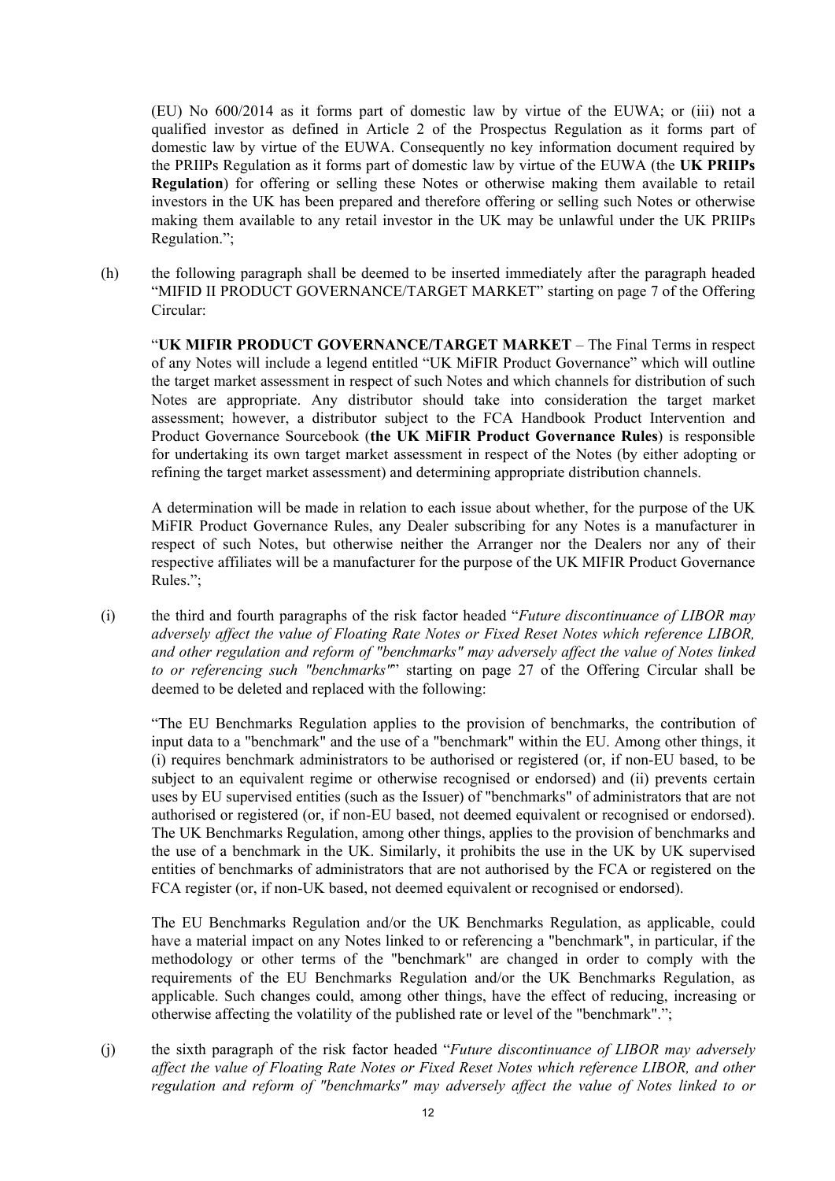(EU) No 600/2014 as it forms part of domestic law by virtue of the EUWA; or (iii) not a qualified investor as defined in Article 2 of the Prospectus Regulation as it forms part of domestic law by virtue of the EUWA. Consequently no key information document required by the PRIIPs Regulation as it forms part of domestic law by virtue of the EUWA (the **UK PRIIPs Regulation**) for offering or selling these Notes or otherwise making them available to retail investors in the UK has been prepared and therefore offering or selling such Notes or otherwise making them available to any retail investor in the UK may be unlawful under the UK PRIIPs Regulation.";

(h) the following paragraph shall be deemed to be inserted immediately after the paragraph headed "MIFID II PRODUCT GOVERNANCE/TARGET MARKET" starting on page 7 of the Offering Circular:

"**UK MIFIR PRODUCT GOVERNANCE/TARGET MARKET** – The Final Terms in respect of any Notes will include a legend entitled "UK MiFIR Product Governance" which will outline the target market assessment in respect of such Notes and which channels for distribution of such Notes are appropriate. Any distributor should take into consideration the target market assessment; however, a distributor subject to the FCA Handbook Product Intervention and Product Governance Sourcebook (**the UK MiFIR Product Governance Rules**) is responsible for undertaking its own target market assessment in respect of the Notes (by either adopting or refining the target market assessment) and determining appropriate distribution channels.

A determination will be made in relation to each issue about whether, for the purpose of the UK MiFIR Product Governance Rules, any Dealer subscribing for any Notes is a manufacturer in respect of such Notes, but otherwise neither the Arranger nor the Dealers nor any of their respective affiliates will be a manufacturer for the purpose of the UK MIFIR Product Governance Rules.";

(i) the third and fourth paragraphs of the risk factor headed "*Future discontinuance of LIBOR may adversely affect the value of Floating Rate Notes or Fixed Reset Notes which reference LIBOR, and other regulation and reform of "benchmarks" may adversely affect the value of Notes linked to or referencing such "benchmarks"*" starting on page 27 of the Offering Circular shall be deemed to be deleted and replaced with the following:

"The EU Benchmarks Regulation applies to the provision of benchmarks, the contribution of input data to a "benchmark" and the use of a "benchmark" within the EU. Among other things, it (i) requires benchmark administrators to be authorised or registered (or, if non-EU based, to be subject to an equivalent regime or otherwise recognised or endorsed) and (ii) prevents certain uses by EU supervised entities (such as the Issuer) of "benchmarks" of administrators that are not authorised or registered (or, if non-EU based, not deemed equivalent or recognised or endorsed). The UK Benchmarks Regulation, among other things, applies to the provision of benchmarks and the use of a benchmark in the UK. Similarly, it prohibits the use in the UK by UK supervised entities of benchmarks of administrators that are not authorised by the FCA or registered on the FCA register (or, if non-UK based, not deemed equivalent or recognised or endorsed).

The EU Benchmarks Regulation and/or the UK Benchmarks Regulation, as applicable, could have a material impact on any Notes linked to or referencing a "benchmark", in particular, if the methodology or other terms of the "benchmark" are changed in order to comply with the requirements of the EU Benchmarks Regulation and/or the UK Benchmarks Regulation, as applicable. Such changes could, among other things, have the effect of reducing, increasing or otherwise affecting the volatility of the published rate or level of the "benchmark".";

(j) the sixth paragraph of the risk factor headed "*Future discontinuance of LIBOR may adversely affect the value of Floating Rate Notes or Fixed Reset Notes which reference LIBOR, and other regulation and reform of "benchmarks" may adversely affect the value of Notes linked to or*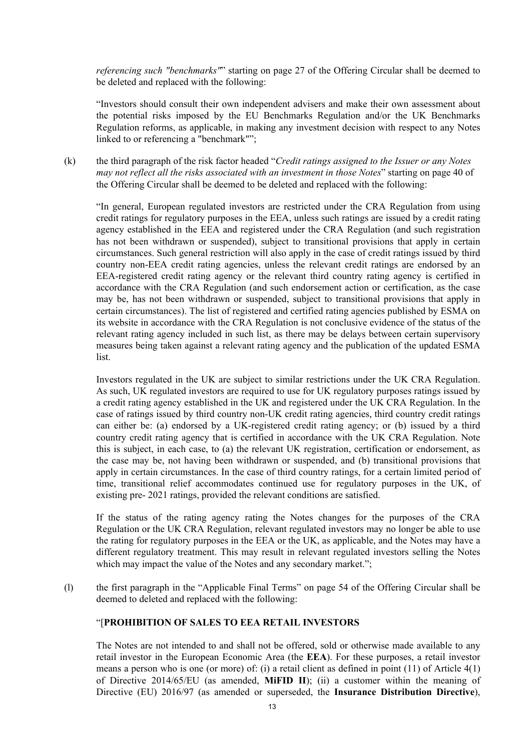*referencing such "benchmarks"*" starting on page 27 of the Offering Circular shall be deemed to be deleted and replaced with the following:

"Investors should consult their own independent advisers and make their own assessment about the potential risks imposed by the EU Benchmarks Regulation and/or the UK Benchmarks Regulation reforms, as applicable, in making any investment decision with respect to any Notes linked to or referencing a "benchmark"";

(k) the third paragraph of the risk factor headed "*Credit ratings assigned to the Issuer or any Notes may not reflect all the risks associated with an investment in those Notes*" starting on page 40 of the Offering Circular shall be deemed to be deleted and replaced with the following:

"In general, European regulated investors are restricted under the CRA Regulation from using credit ratings for regulatory purposes in the EEA, unless such ratings are issued by a credit rating agency established in the EEA and registered under the CRA Regulation (and such registration has not been withdrawn or suspended), subject to transitional provisions that apply in certain circumstances. Such general restriction will also apply in the case of credit ratings issued by third country non-EEA credit rating agencies, unless the relevant credit ratings are endorsed by an EEA-registered credit rating agency or the relevant third country rating agency is certified in accordance with the CRA Regulation (and such endorsement action or certification, as the case may be, has not been withdrawn or suspended, subject to transitional provisions that apply in certain circumstances). The list of registered and certified rating agencies published by ESMA on its website in accordance with the CRA Regulation is not conclusive evidence of the status of the relevant rating agency included in such list, as there may be delays between certain supervisory measures being taken against a relevant rating agency and the publication of the updated ESMA list.

Investors regulated in the UK are subject to similar restrictions under the UK CRA Regulation. As such, UK regulated investors are required to use for UK regulatory purposes ratings issued by a credit rating agency established in the UK and registered under the UK CRA Regulation. In the case of ratings issued by third country non-UK credit rating agencies, third country credit ratings can either be: (a) endorsed by a UK-registered credit rating agency; or (b) issued by a third country credit rating agency that is certified in accordance with the UK CRA Regulation. Note this is subject, in each case, to (a) the relevant UK registration, certification or endorsement, as the case may be, not having been withdrawn or suspended, and (b) transitional provisions that apply in certain circumstances. In the case of third country ratings, for a certain limited period of time, transitional relief accommodates continued use for regulatory purposes in the UK, of existing pre- 2021 ratings, provided the relevant conditions are satisfied.

If the status of the rating agency rating the Notes changes for the purposes of the CRA Regulation or the UK CRA Regulation, relevant regulated investors may no longer be able to use the rating for regulatory purposes in the EEA or the UK, as applicable, and the Notes may have a different regulatory treatment. This may result in relevant regulated investors selling the Notes which may impact the value of the Notes and any secondary market.";

(l) the first paragraph in the "Applicable Final Terms" on page 54 of the Offering Circular shall be deemed to deleted and replaced with the following:

"[**PROHIBITION OF SALES TO EEA RETAIL INVESTORS**

The Notes are not intended to and shall not be offered, sold or otherwise made available to any retail investor in the European Economic Area (the **EEA**). For these purposes, a retail investor means a person who is one (or more) of: (i) a retail client as defined in point (11) of Article 4(1) of Directive 2014/65/EU (as amended, **MiFID II**); (ii) a customer within the meaning of Directive (EU) 2016/97 (as amended or superseded, the **Insurance Distribution Directive**),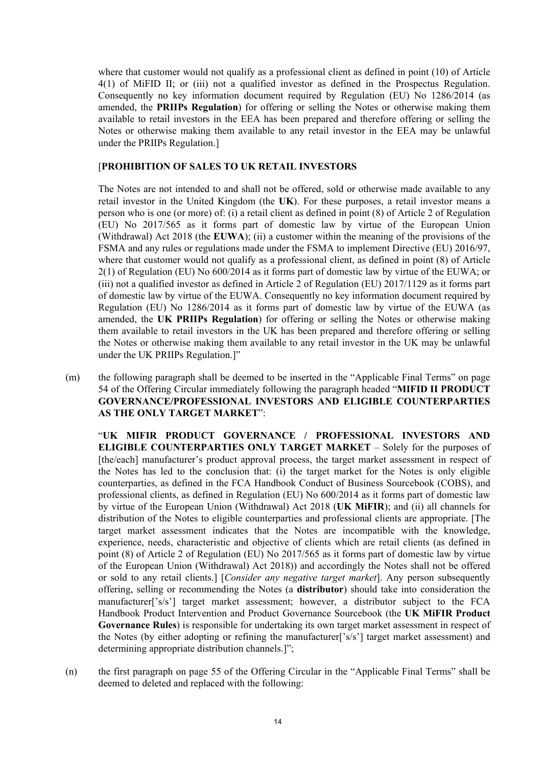where that customer would not qualify as a professional client as defined in point (10) of Article 4(1) of MiFID II; or (iii) not a qualified investor as defined in the Prospectus Regulation. Consequently no key information document required by Regulation (EU) No 1286/2014 (as amended, the **PRIIPs Regulation**) for offering or selling the Notes or otherwise making them available to retail investors in the EEA has been prepared and therefore offering or selling the Notes or otherwise making them available to any retail investor in the EEA may be unlawful under the PRIIPs Regulation.]

[**PROHIBITION OF SALES TO UK RETAIL INVESTORS**

The Notes are not intended to and shall not be offered, sold or otherwise made available to any retail investor in the United Kingdom (the **UK**). For these purposes, a retail investor means a person who is one (or more) of: (i) a retail client as defined in point (8) of Article 2 of Regulation (EU) No 2017/565 as it forms part of domestic law by virtue of the European Union (Withdrawal) Act 2018 (the **EUWA**); (ii) a customer within the meaning of the provisions of the FSMA and any rules or regulations made under the FSMA to implement Directive (EU) 2016/97, where that customer would not qualify as a professional client, as defined in point (8) of Article 2(1) of Regulation (EU) No 600/2014 as it forms part of domestic law by virtue of the EUWA; or (iii) not a qualified investor as defined in Article 2 of Regulation (EU) 2017/1129 as it forms part of domestic law by virtue of the EUWA. Consequently no key information document required by Regulation (EU) No 1286/2014 as it forms part of domestic law by virtue of the EUWA (as amended, the **UK PRIIPs Regulation**) for offering or selling the Notes or otherwise making them available to retail investors in the UK has been prepared and therefore offering or selling the Notes or otherwise making them available to any retail investor in the UK may be unlawful under the UK PRIIPs Regulation.]"

(m) the following paragraph shall be deemed to be inserted in the "Applicable Final Terms" on page 54 of the Offering Circular immediately following the paragraph headed "**MIFID II PRODUCT GOVERNANCE/PROFESSIONAL INVESTORS AND ELIGIBLE COUNTERPARTIES AS THE ONLY TARGET MARKET**":

"**UK MIFIR PRODUCT GOVERNANCE / PROFESSIONAL INVESTORS AND ELIGIBLE COUNTERPARTIES ONLY TARGET MARKET** – Solely for the purposes of [the/each] manufacturer's product approval process, the target market assessment in respect of the Notes has led to the conclusion that: (i) the target market for the Notes is only eligible counterparties, as defined in the FCA Handbook Conduct of Business Sourcebook (COBS), and professional clients, as defined in Regulation (EU) No 600/2014 as it forms part of domestic law by virtue of the European Union (Withdrawal) Act 2018 (**UK MiFIR**); and (ii) all channels for distribution of the Notes to eligible counterparties and professional clients are appropriate. [The target market assessment indicates that the Notes are incompatible with the knowledge, experience, needs, characteristic and objective of clients which are retail clients (as defined in point (8) of Article 2 of Regulation (EU) No 2017/565 as it forms part of domestic law by virtue of the European Union (Withdrawal) Act 2018)) and accordingly the Notes shall not be offered or sold to any retail clients.] [*Consider any negative target market*]. Any person subsequently offering, selling or recommending the Notes (a **distributor**) should take into consideration the manufacturer['s/s'] target market assessment; however, a distributor subject to the FCA Handbook Product Intervention and Product Governance Sourcebook (the **UK MiFIR Product Governance Rules**) is responsible for undertaking its own target market assessment in respect of the Notes (by either adopting or refining the manufacturer['s/s'] target market assessment) and determining appropriate distribution channels.]";

(n) the first paragraph on page 55 of the Offering Circular in the "Applicable Final Terms" shall be deemed to deleted and replaced with the following: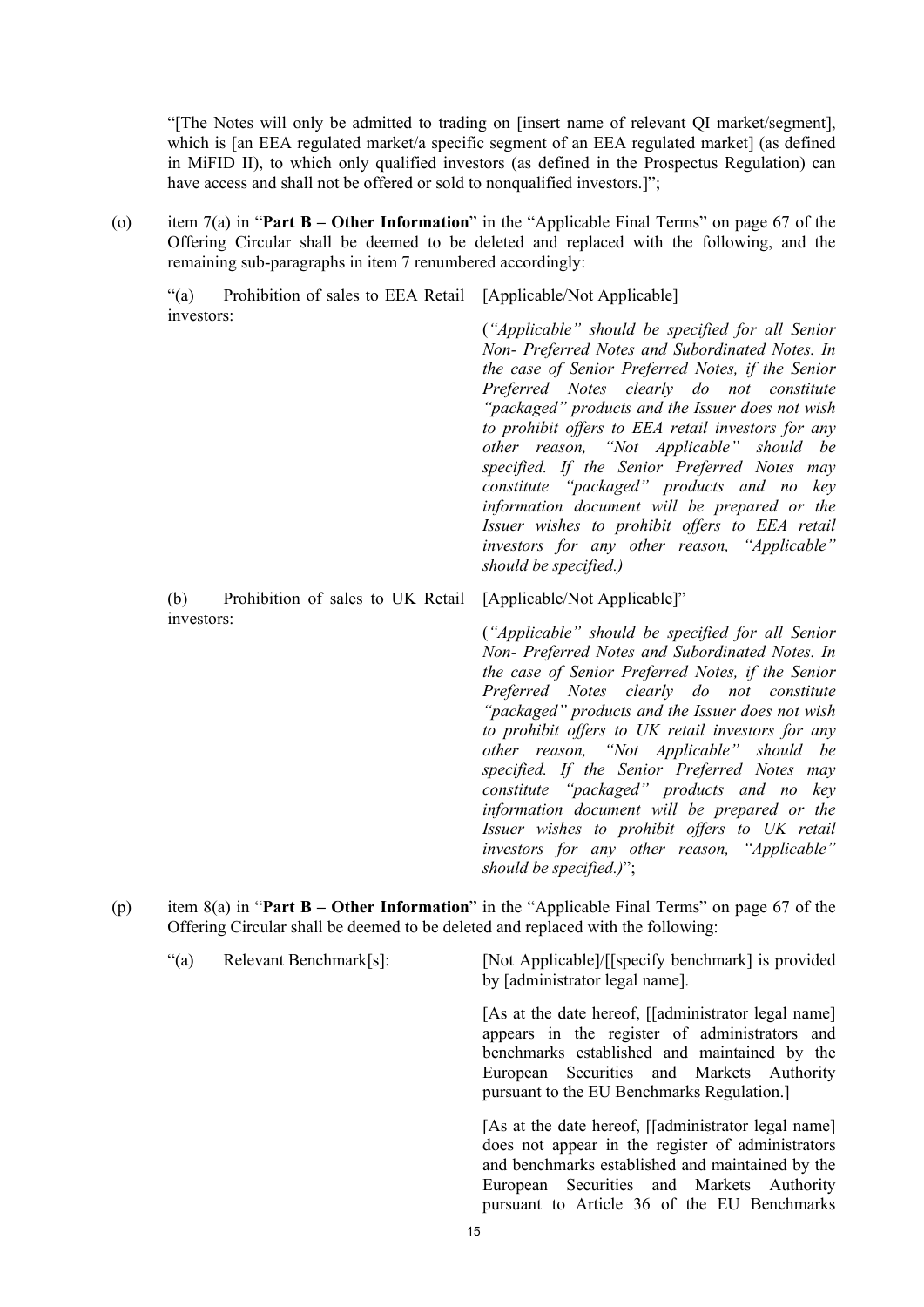"[The Notes will only be admitted to trading on [insert name of relevant QI market/segment], which is [an EEA regulated market/a specific segment of an EEA regulated market] (as defined in MiFID II), to which only qualified investors (as defined in the Prospectus Regulation) can have access and shall not be offered or sold to nonqualified investors.]";

(o) item 7(a) in "**Part B – Other Information**" in the "Applicable Final Terms" on page 67 of the Offering Circular shall be deemed to be deleted and replaced with the following, and the remaining sub-paragraphs in item 7 renumbered accordingly:

| | |
|---|---|
| "(a) Prohibition of sales to EEA Retail investors: | [Applicable/Not Applicable]<br><br>(*"Applicable" should be specified for all Senior Non- Preferred Notes and Subordinated Notes. In the case of Senior Preferred Notes, if the Senior Preferred Notes clearly do not constitute "packaged" products and the Issuer does not wish to prohibit offers to EEA retail investors for any other reason, "Not Applicable" should be specified. If the Senior Preferred Notes may constitute "packaged" products and no key information document will be prepared or the Issuer wishes to prohibit offers to EEA retail investors for any other reason, "Applicable" should be specified.)* |
| (b) Prohibition of sales to UK Retail investors: | [Applicable/Not Applicable]"<br><br>(*"Applicable" should be specified for all Senior Non- Preferred Notes and Subordinated Notes. In the case of Senior Preferred Notes, if the Senior Preferred Notes clearly do not constitute "packaged" products and the Issuer does not wish to prohibit offers to UK retail investors for any other reason, "Not Applicable" should be specified. If the Senior Preferred Notes may constitute "packaged" products and no key information document will be prepared or the Issuer wishes to prohibit offers to UK retail investors for any other reason, "Applicable" should be specified.)*"; |

(p) item 8(a) in "**Part B – Other Information**" in the "Applicable Final Terms" on page 67 of the Offering Circular shall be deemed to be deleted and replaced with the following:

| | |
|---|---|
| "(a) Relevant Benchmark[s]: | [Not Applicable]/[[specify benchmark] is provided by [administrator legal name].<br><br>[As at the date hereof, [[administrator legal name] appears in the register of administrators and benchmarks established and maintained by the European Securities and Markets Authority pursuant to the EU Benchmarks Regulation.]<br><br>[As at the date hereof, [[administrator legal name] does not appear in the register of administrators and benchmarks established and maintained by the European Securities and Markets Authority pursuant to Article 36 of the EU Benchmarks |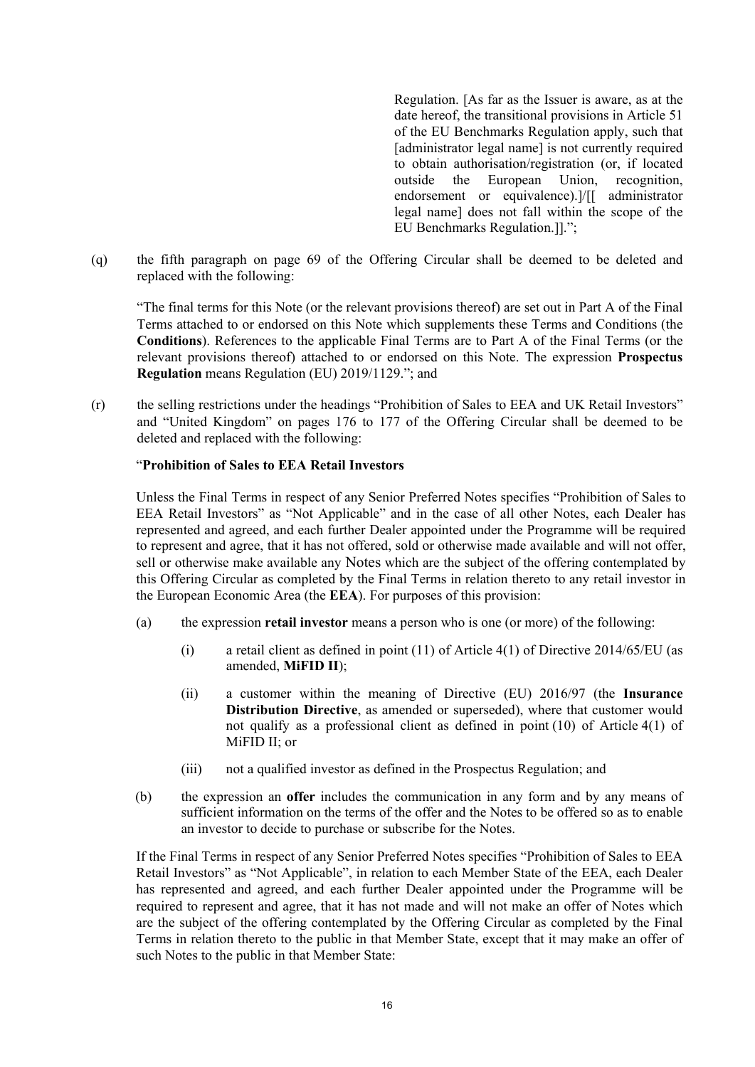Regulation. [As far as the Issuer is aware, as at the date hereof, the transitional provisions in Article 51 of the EU Benchmarks Regulation apply, such that [administrator legal name] is not currently required to obtain authorisation/registration (or, if located outside the European Union, recognition, endorsement or equivalence).]/[[ administrator legal name] does not fall within the scope of the EU Benchmarks Regulation.]].";

(q) the fifth paragraph on page 69 of the Offering Circular shall be deemed to be deleted and replaced with the following:

"The final terms for this Note (or the relevant provisions thereof) are set out in Part A of the Final Terms attached to or endorsed on this Note which supplements these Terms and Conditions (the **Conditions**). References to the applicable Final Terms are to Part A of the Final Terms (or the relevant provisions thereof) attached to or endorsed on this Note. The expression **Prospectus Regulation** means Regulation (EU) 2019/1129."; and

(r) the selling restrictions under the headings "Prohibition of Sales to EEA and UK Retail Investors" and "United Kingdom" on pages 176 to 177 of the Offering Circular shall be deemed to be deleted and replaced with the following:

"**Prohibition of Sales to EEA Retail Investors**

Unless the Final Terms in respect of any Senior Preferred Notes specifies "Prohibition of Sales to EEA Retail Investors" as "Not Applicable" and in the case of all other Notes, each Dealer has represented and agreed, and each further Dealer appointed under the Programme will be required to represent and agree, that it has not offered, sold or otherwise made available and will not offer, sell or otherwise make available any Notes which are the subject of the offering contemplated by this Offering Circular as completed by the Final Terms in relation thereto to any retail investor in the European Economic Area (the **EEA**). For purposes of this provision:

(a) the expression **retail investor** means a person who is one (or more) of the following:

(i) a retail client as defined in point (11) of Article 4(1) of Directive 2014/65/EU (as amended, **MiFID II**);

(ii) a customer within the meaning of Directive (EU) 2016/97 (the **Insurance Distribution Directive**, as amended or superseded), where that customer would not qualify as a professional client as defined in point (10) of Article 4(1) of MiFID II; or

(iii) not a qualified investor as defined in the Prospectus Regulation; and

(b) the expression an **offer** includes the communication in any form and by any means of sufficient information on the terms of the offer and the Notes to be offered so as to enable an investor to decide to purchase or subscribe for the Notes.

If the Final Terms in respect of any Senior Preferred Notes specifies "Prohibition of Sales to EEA Retail Investors" as "Not Applicable", in relation to each Member State of the EEA, each Dealer has represented and agreed, and each further Dealer appointed under the Programme will be required to represent and agree, that it has not made and will not make an offer of Notes which are the subject of the offering contemplated by the Offering Circular as completed by the Final Terms in relation thereto to the public in that Member State, except that it may make an offer of such Notes to the public in that Member State: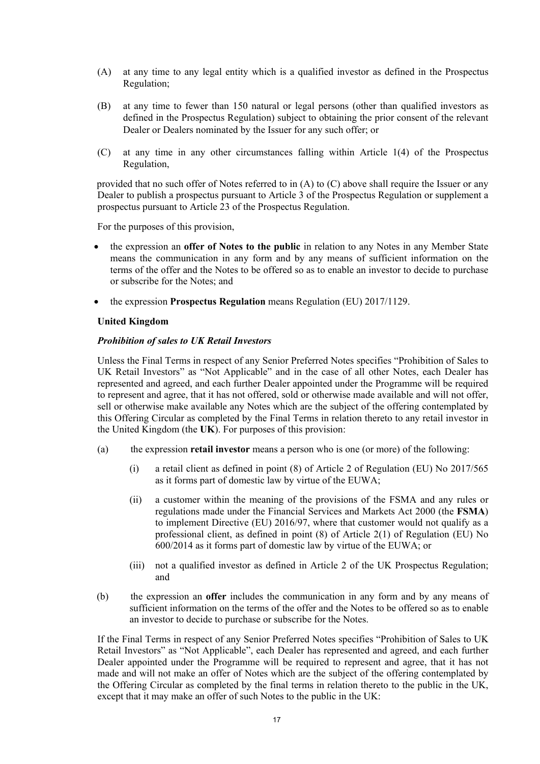(A) at any time to any legal entity which is a qualified investor as defined in the Prospectus Regulation;

(B) at any time to fewer than 150 natural or legal persons (other than qualified investors as defined in the Prospectus Regulation) subject to obtaining the prior consent of the relevant Dealer or Dealers nominated by the Issuer for any such offer; or

(C) at any time in any other circumstances falling within Article 1(4) of the Prospectus Regulation,

provided that no such offer of Notes referred to in (A) to (C) above shall require the Issuer or any Dealer to publish a prospectus pursuant to Article 3 of the Prospectus Regulation or supplement a prospectus pursuant to Article 23 of the Prospectus Regulation.

For the purposes of this provision,

- the expression an **offer of Notes to the public** in relation to any Notes in any Member State means the communication in any form and by any means of sufficient information on the terms of the offer and the Notes to be offered so as to enable an investor to decide to purchase or subscribe for the Notes; and
- the expression **Prospectus Regulation** means Regulation (EU) 2017/1129.

**United Kingdom**

***Prohibition of sales to UK Retail Investors***

Unless the Final Terms in respect of any Senior Preferred Notes specifies "Prohibition of Sales to UK Retail Investors" as "Not Applicable" and in the case of all other Notes, each Dealer has represented and agreed, and each further Dealer appointed under the Programme will be required to represent and agree, that it has not offered, sold or otherwise made available and will not offer, sell or otherwise make available any Notes which are the subject of the offering contemplated by this Offering Circular as completed by the Final Terms in relation thereto to any retail investor in the United Kingdom (the **UK**). For purposes of this provision:

(a) the expression **retail investor** means a person who is one (or more) of the following:

  (i) a retail client as defined in point (8) of Article 2 of Regulation (EU) No 2017/565 as it forms part of domestic law by virtue of the EUWA;

  (ii) a customer within the meaning of the provisions of the FSMA and any rules or regulations made under the Financial Services and Markets Act 2000 (the **FSMA**) to implement Directive (EU) 2016/97, where that customer would not qualify as a professional client, as defined in point (8) of Article 2(1) of Regulation (EU) No 600/2014 as it forms part of domestic law by virtue of the EUWA; or

  (iii) not a qualified investor as defined in Article 2 of the UK Prospectus Regulation; and

(b) the expression an **offer** includes the communication in any form and by any means of sufficient information on the terms of the offer and the Notes to be offered so as to enable an investor to decide to purchase or subscribe for the Notes.

If the Final Terms in respect of any Senior Preferred Notes specifies "Prohibition of Sales to UK Retail Investors" as "Not Applicable", each Dealer has represented and agreed, and each further Dealer appointed under the Programme will be required to represent and agree, that it has not made and will not make an offer of Notes which are the subject of the offering contemplated by the Offering Circular as completed by the final terms in relation thereto to the public in the UK, except that it may make an offer of such Notes to the public in the UK: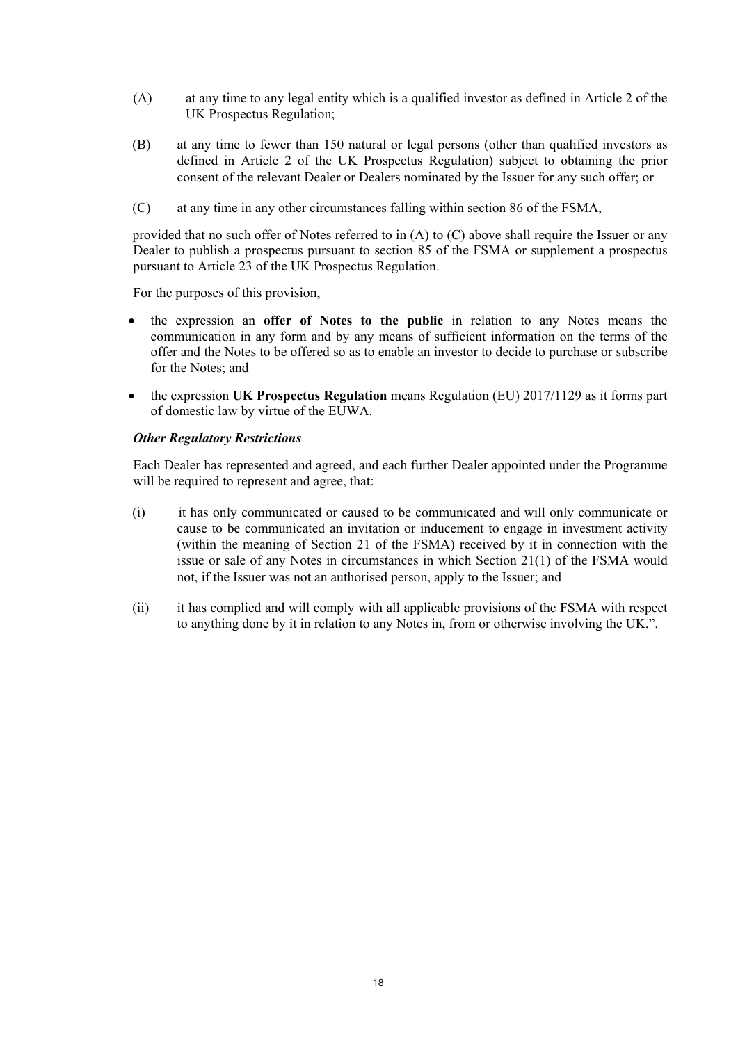(A) at any time to any legal entity which is a qualified investor as defined in Article 2 of the UK Prospectus Regulation;

(B) at any time to fewer than 150 natural or legal persons (other than qualified investors as defined in Article 2 of the UK Prospectus Regulation) subject to obtaining the prior consent of the relevant Dealer or Dealers nominated by the Issuer for any such offer; or

(C) at any time in any other circumstances falling within section 86 of the FSMA,

provided that no such offer of Notes referred to in (A) to (C) above shall require the Issuer or any Dealer to publish a prospectus pursuant to section 85 of the FSMA or supplement a prospectus pursuant to Article 23 of the UK Prospectus Regulation.

For the purposes of this provision,

- the expression an **offer of Notes to the public** in relation to any Notes means the communication in any form and by any means of sufficient information on the terms of the offer and the Notes to be offered so as to enable an investor to decide to purchase or subscribe for the Notes; and
- the expression **UK Prospectus Regulation** means Regulation (EU) 2017/1129 as it forms part of domestic law by virtue of the EUWA.

***Other Regulatory Restrictions***

Each Dealer has represented and agreed, and each further Dealer appointed under the Programme will be required to represent and agree, that:

(i) it has only communicated or caused to be communicated and will only communicate or cause to be communicated an invitation or inducement to engage in investment activity (within the meaning of Section 21 of the FSMA) received by it in connection with the issue or sale of any Notes in circumstances in which Section 21(1) of the FSMA would not, if the Issuer was not an authorised person, apply to the Issuer; and

(ii) it has complied and will comply with all applicable provisions of the FSMA with respect to anything done by it in relation to any Notes in, from or otherwise involving the UK.".